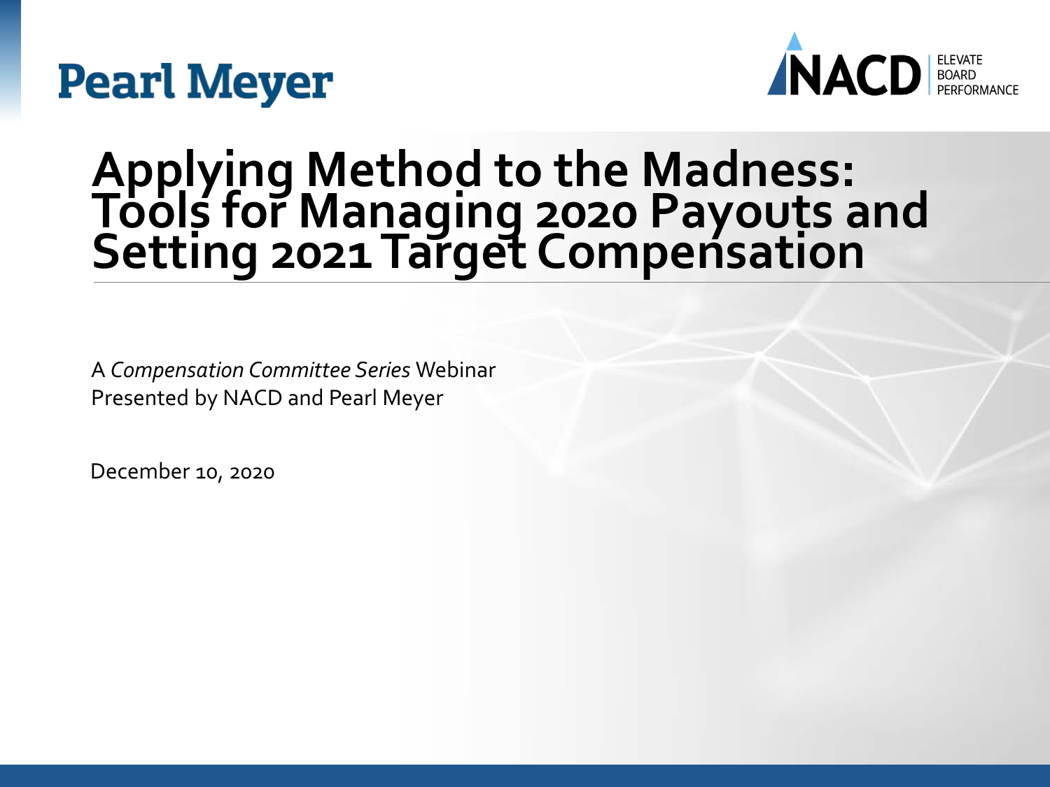Pearl Meyer

NACD ELEVATE BOARD PERFORMANCE

# Applying Method to the Madness: Tools for Managing 2020 Payouts and Setting 2021 Target Compensation

A *Compensation Committee Series* Webinar
Presented by NACD and Pearl Meyer

December 10, 2020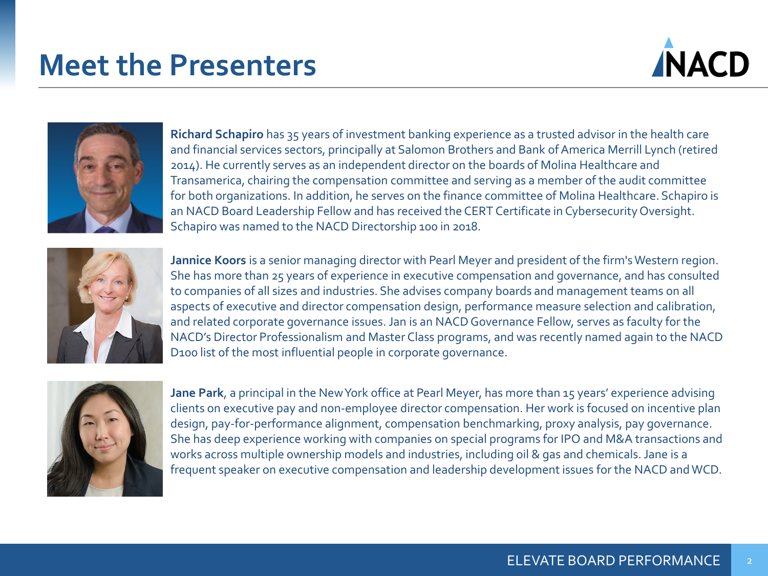# Meet the Presenters

**Richard Schapiro** has 35 years of investment banking experience as a trusted advisor in the health care and financial services sectors, principally at Salomon Brothers and Bank of America Merrill Lynch (retired 2014). He currently serves as an independent director on the boards of Molina Healthcare and Transamerica, chairing the compensation committee and serving as a member of the audit committee for both organizations. In addition, he serves on the finance committee of Molina Healthcare. Schapiro is an NACD Board Leadership Fellow and has received the CERT Certificate in Cybersecurity Oversight. Schapiro was named to the NACD Directorship 100 in 2018.

**Jannice Koors** is a senior managing director with Pearl Meyer and president of the firm's Western region. She has more than 25 years of experience in executive compensation and governance, and has consulted to companies of all sizes and industries. She advises company boards and management teams on all aspects of executive and director compensation design, performance measure selection and calibration, and related corporate governance issues. Jan is an NACD Governance Fellow, serves as faculty for the NACD's Director Professionalism and Master Class programs, and was recently named again to the NACD D100 list of the most influential people in corporate governance.

**Jane Park**, a principal in the New York office at Pearl Meyer, has more than 15 years' experience advising clients on executive pay and non-employee director compensation. Her work is focused on incentive plan design, pay-for-performance alignment, compensation benchmarking, proxy analysis, pay governance. She has deep experience working with companies on special programs for IPO and M&A transactions and works across multiple ownership models and industries, including oil & gas and chemicals. Jane is a frequent speaker on executive compensation and leadership development issues for the NACD and WCD.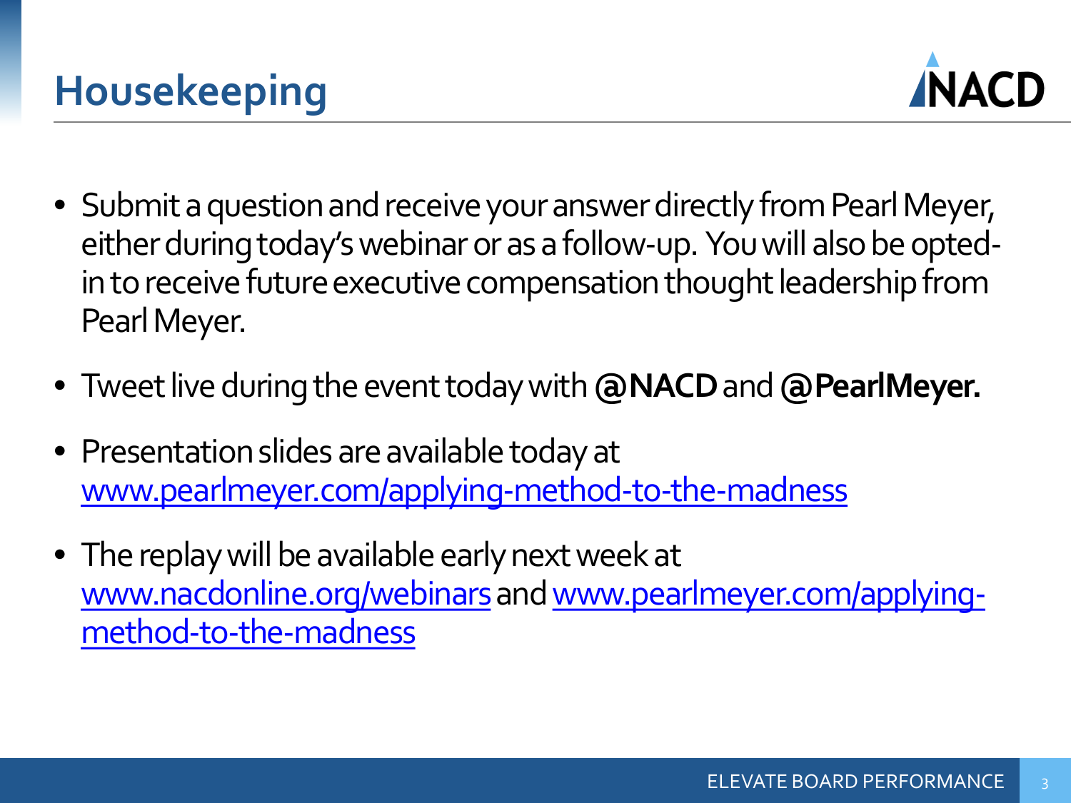# Housekeeping

- Submit a question and receive your answer directly from Pearl Meyer, either during today's webinar or as a follow-up. You will also be opted-in to receive future executive compensation thought leadership from Pearl Meyer.
- Tweet live during the event today with **@NACD** and **@PearlMeyer.**
- Presentation slides are available today at www.pearlmeyer.com/applying-method-to-the-madness
- The replay will be available early next week at www.nacdonline.org/webinars and www.pearlmeyer.com/applying-method-to-the-madness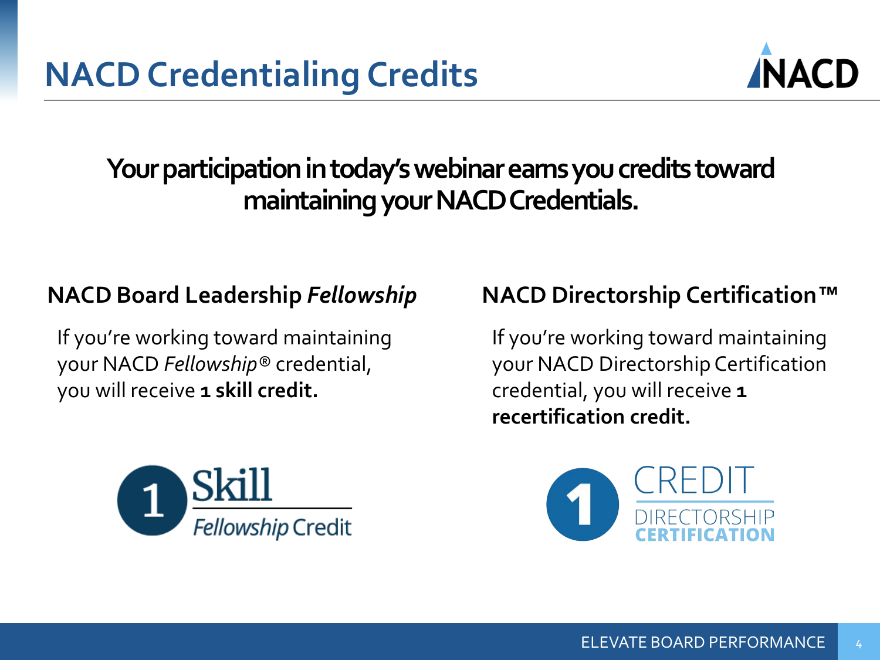# NACD Credentialing Credits

**Your participation in today's webinar earns you credits toward maintaining your NACD Credentials.**

### NACD Board Leadership *Fellowship*

If you're working toward maintaining your NACD *Fellowship*® credential, you will receive **1 skill credit.**

1 Skill

*Fellowship* Credit

### NACD Directorship Certification™

If you're working toward maintaining your NACD Directorship Certification credential, you will receive **1 recertification credit.**

1 CREDIT

DIRECTORSHIP CERTIFICATION

ELEVATE BOARD PERFORMANCE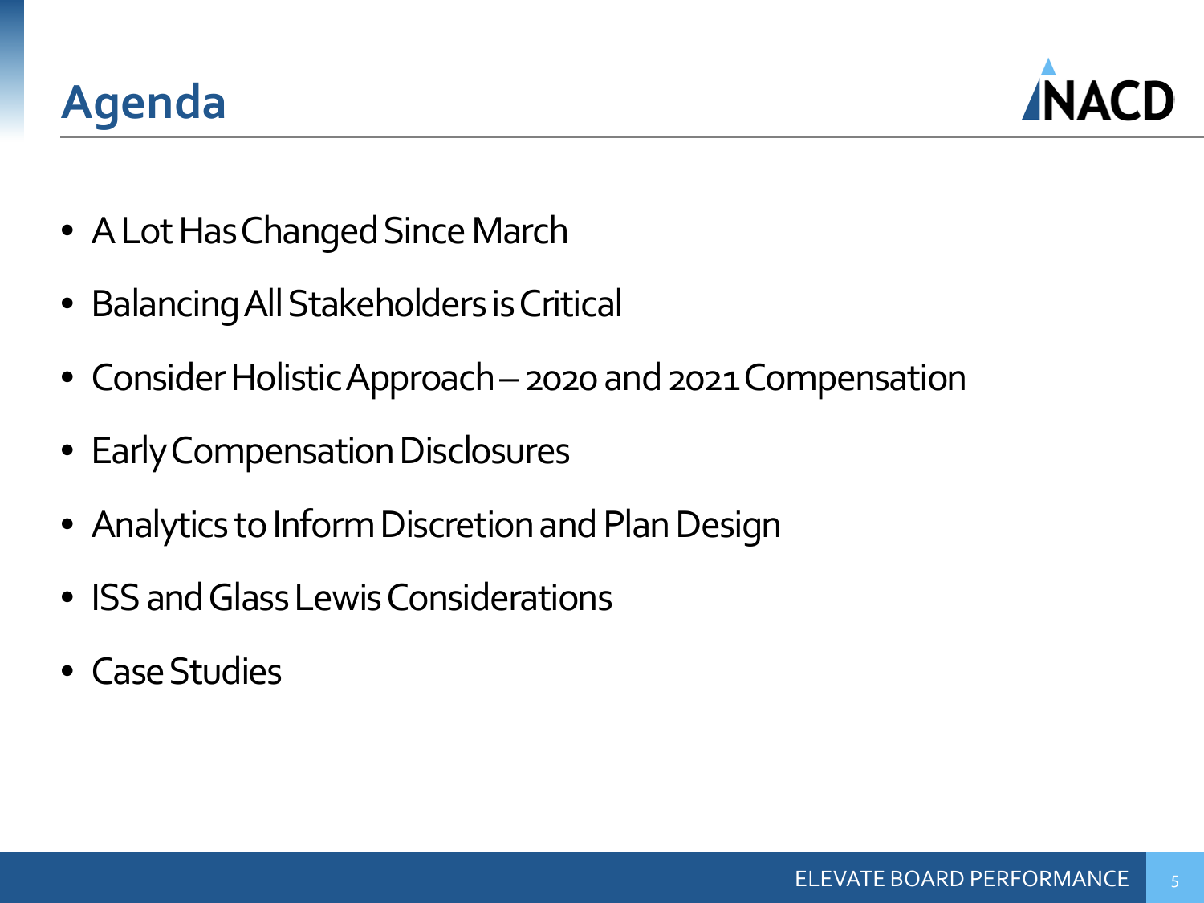# Agenda

- A Lot Has Changed Since March
- Balancing All Stakeholders is Critical
- Consider Holistic Approach – 2020 and 2021 Compensation
- Early Compensation Disclosures
- Analytics to Inform Discretion and Plan Design
- ISS and Glass Lewis Considerations
- Case Studies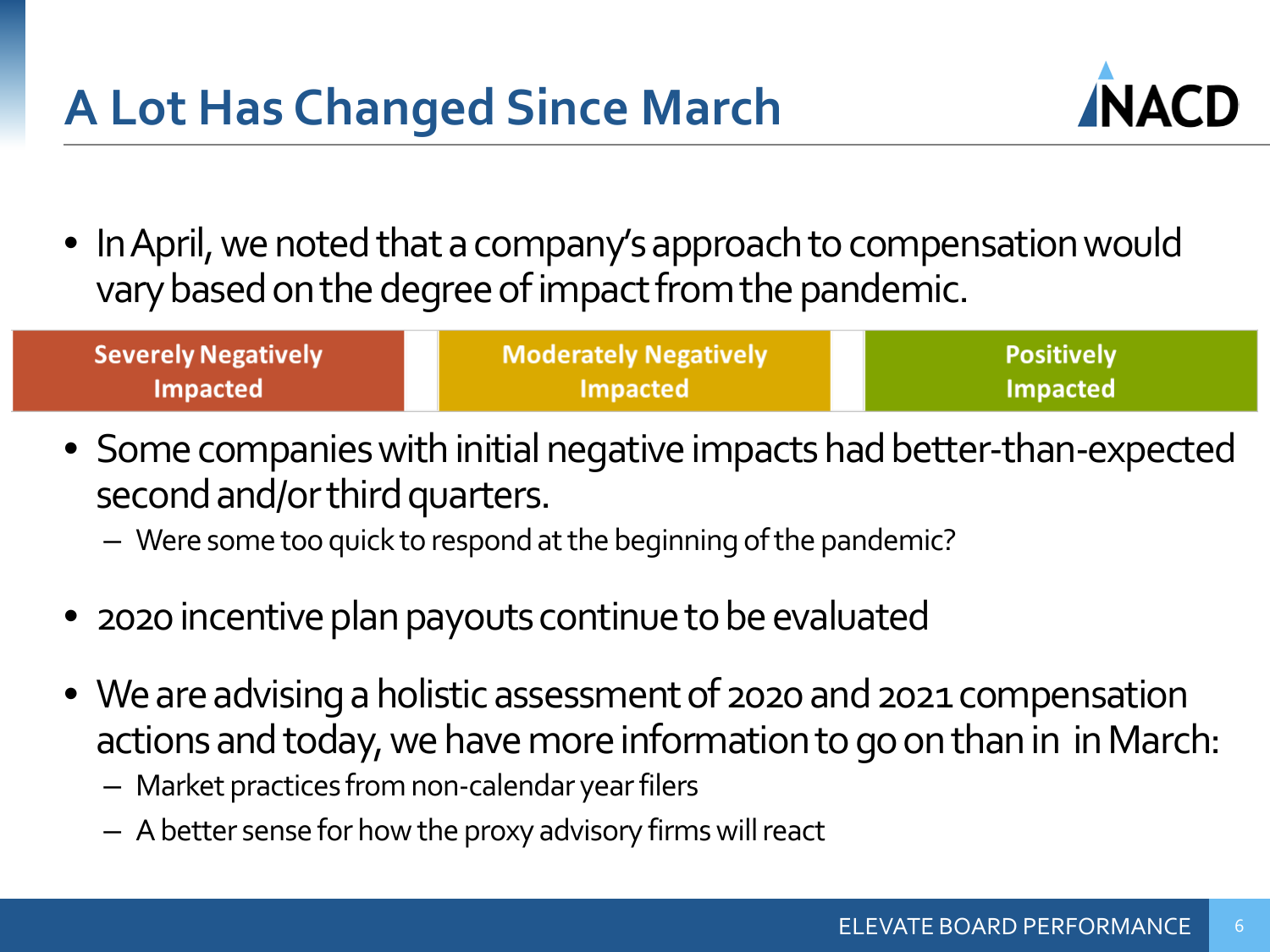# A Lot Has Changed Since March

- In April, we noted that a company's approach to compensation would vary based on the degree of impact from the pandemic.

| Severely Negatively Impacted | Moderately Negatively Impacted | Positively Impacted |
|---|---|---|

- Some companies with initial negative impacts had better-than-expected second and/or third quarters.
  - Were some too quick to respond at the beginning of the pandemic?
- 2020 incentive plan payouts continue to be evaluated
- We are advising a holistic assessment of 2020 and 2021 compensation actions and today, we have more information to go on than in in March:
  - Market practices from non-calendar year filers
  - A better sense for how the proxy advisory firms will react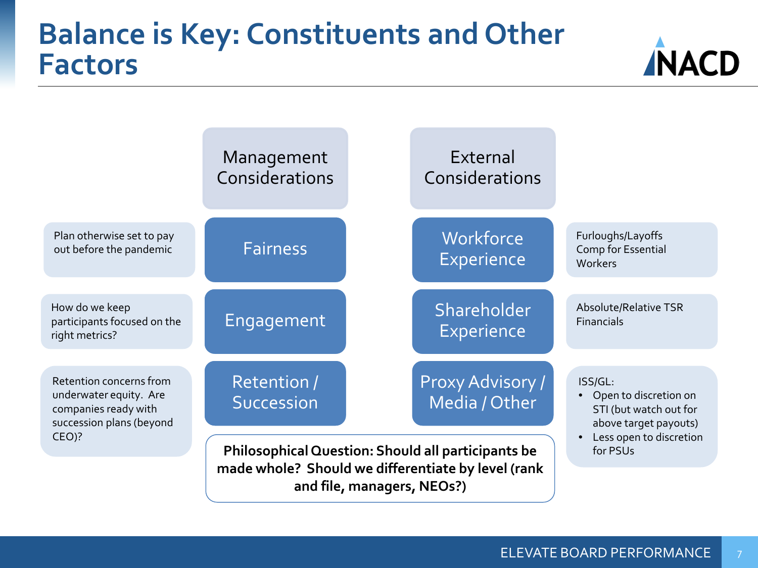# Balance is Key: Constituents and Other Factors

| Management Considerations | | External Considerations | |
|---|---|---|---|
| Plan otherwise set to pay out before the pandemic | **Fairness** | **Workforce Experience** | Furloughs/Layoffs<br>Comp for Essential Workers |
| How do we keep participants focused on the right metrics? | **Engagement** | **Shareholder Experience** | Absolute/Relative TSR<br>Financials |
| Retention concerns from underwater equity. Are companies ready with succession plans (beyond CEO)? | **Retention / Succession** | **Proxy Advisory / Media / Other** | ISS/GL:<br>• Open to discretion on STI (but watch out for above target payouts)<br>• Less open to discretion for PSUs |

**Philosophical Question: Should all participants be made whole? Should we differentiate by level (rank and file, managers, NEOs?)**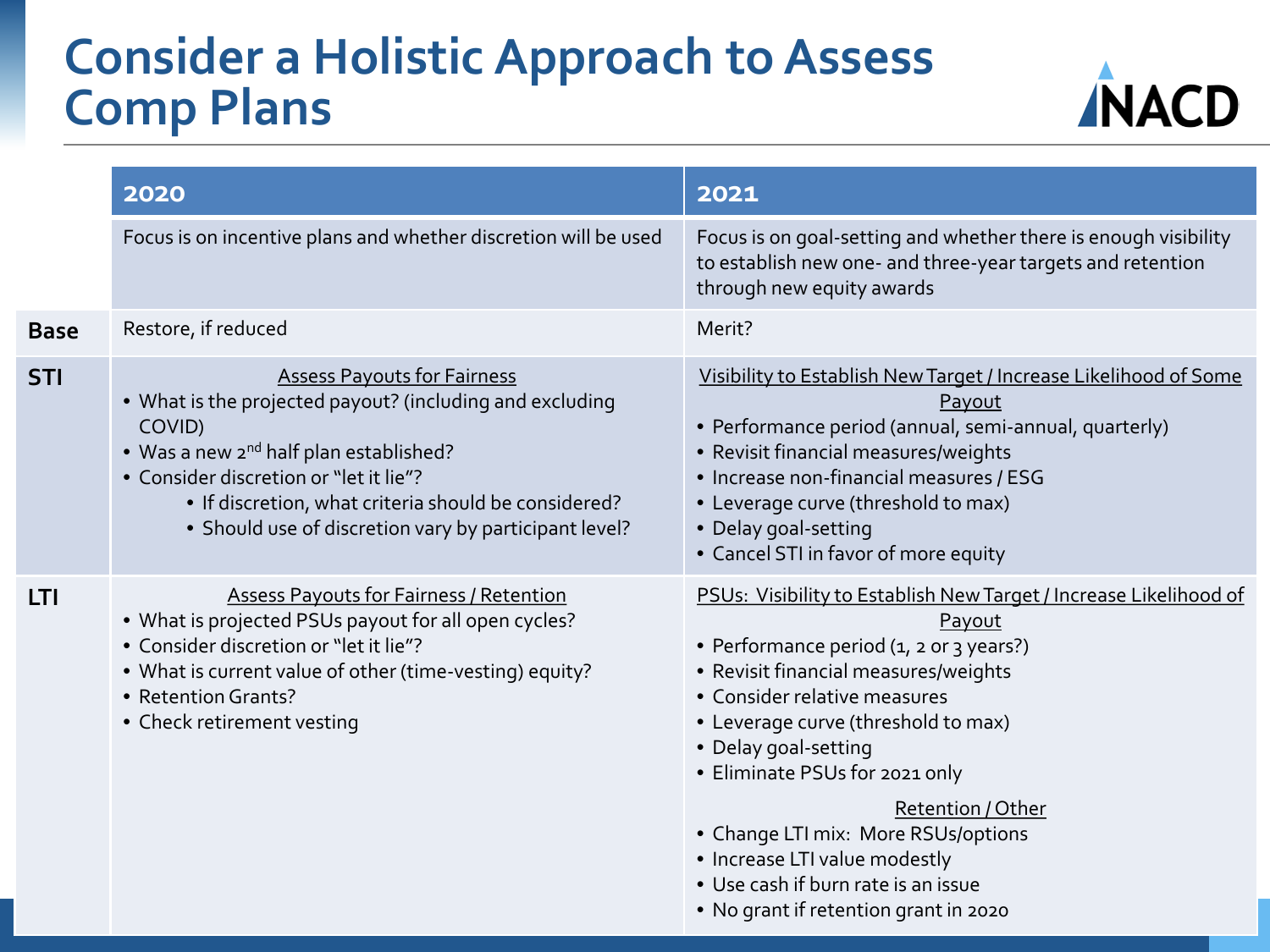# Consider a Holistic Approach to Assess Comp Plans

| | 2020 | 2021 |
|---|---|---|
| | Focus is on incentive plans and whether discretion will be used | Focus is on goal-setting and whether there is enough visibility to establish new one- and three-year targets and retention through new equity awards |
| **Base** | Restore, if reduced | Merit? |
| **STI** | Assess Payouts for Fairness<br>• What is the projected payout? (including and excluding COVID)<br>• Was a new 2nd half plan established?<br>• Consider discretion or "let it lie"?<br>  • If discretion, what criteria should be considered?<br>  • Should use of discretion vary by participant level? | Visibility to Establish New Target / Increase Likelihood of Some Payout<br>• Performance period (annual, semi-annual, quarterly)<br>• Revisit financial measures/weights<br>• Increase non-financial measures / ESG<br>• Leverage curve (threshold to max)<br>• Delay goal-setting<br>• Cancel STI in favor of more equity |
| **LTI** | Assess Payouts for Fairness / Retention<br>• What is projected PSUs payout for all open cycles?<br>• Consider discretion or "let it lie"?<br>• What is current value of other (time-vesting) equity?<br>• Retention Grants?<br>• Check retirement vesting | PSUs: Visibility to Establish New Target / Increase Likelihood of Payout<br>• Performance period (1, 2 or 3 years?)<br>• Revisit financial measures/weights<br>• Consider relative measures<br>• Leverage curve (threshold to max)<br>• Delay goal-setting<br>• Eliminate PSUs for 2021 only<br><br>Retention / Other<br>• Change LTI mix: More RSUs/options<br>• Increase LTI value modestly<br>• Use cash if burn rate is an issue<br>• No grant if retention grant in 2020 |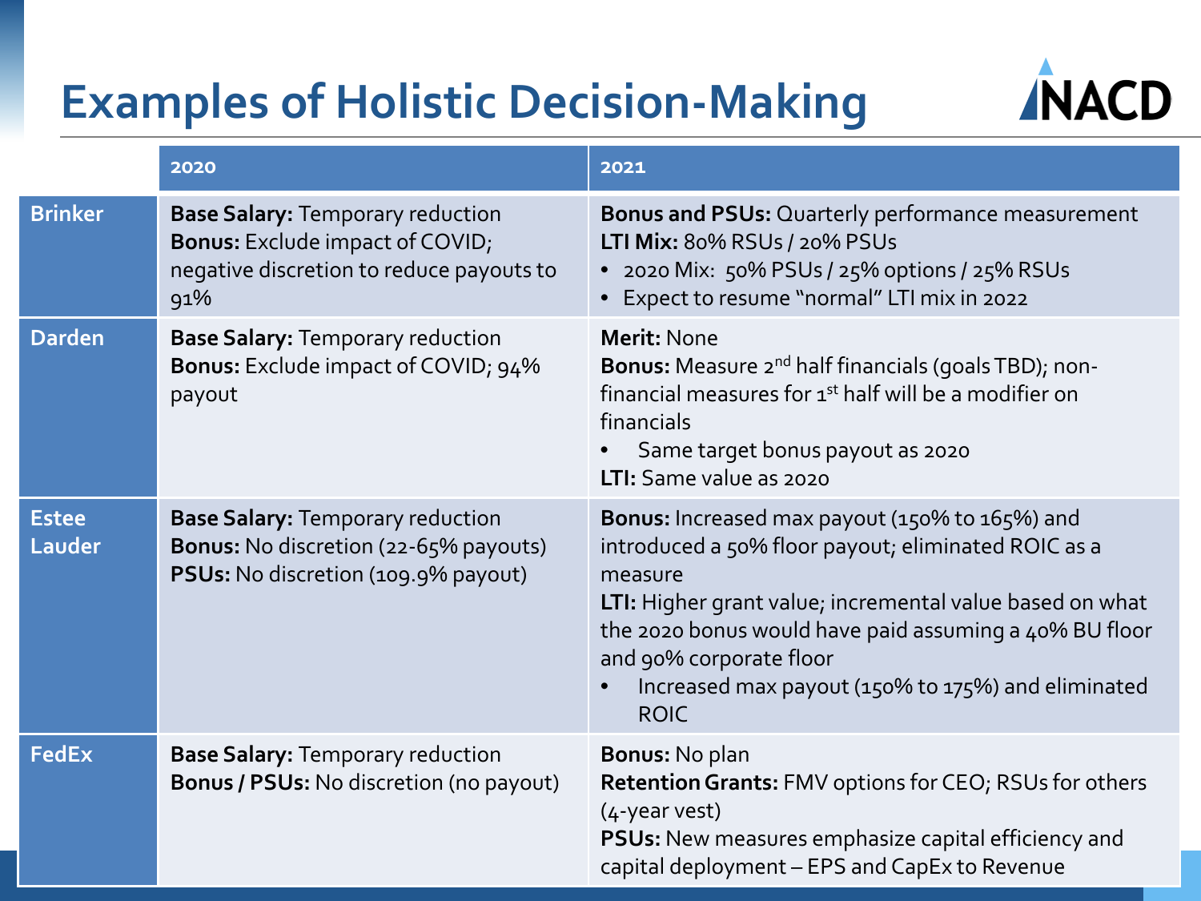# Examples of Holistic Decision-Making

| | 2020 | 2021 |
|---|---|---|
| **Brinker** | **Base Salary:** Temporary reduction<br>**Bonus:** Exclude impact of COVID; negative discretion to reduce payouts to 91% | **Bonus and PSUs:** Quarterly performance measurement<br>**LTI Mix:** 80% RSUs / 20% PSUs<br>• 2020 Mix: 50% PSUs / 25% options / 25% RSUs<br>• Expect to resume "normal" LTI mix in 2022 |
| **Darden** | **Base Salary:** Temporary reduction<br>**Bonus:** Exclude impact of COVID; 94% payout | **Merit:** None<br>**Bonus:** Measure 2nd half financials (goals TBD); non-financial measures for 1st half will be a modifier on financials<br>• Same target bonus payout as 2020<br>**LTI:** Same value as 2020 |
| **Estee Lauder** | **Base Salary:** Temporary reduction<br>**Bonus:** No discretion (22-65% payouts)<br>**PSUs:** No discretion (109.9% payout) | **Bonus:** Increased max payout (150% to 165%) and introduced a 50% floor payout; eliminated ROIC as a measure<br>**LTI:** Higher grant value; incremental value based on what the 2020 bonus would have paid assuming a 40% BU floor and 90% corporate floor<br>• Increased max payout (150% to 175%) and eliminated ROIC |
| **FedEx** | **Base Salary:** Temporary reduction<br>**Bonus / PSUs:** No discretion (no payout) | **Bonus:** No plan<br>**Retention Grants:** FMV options for CEO; RSUs for others (4-year vest)<br>**PSUs:** New measures emphasize capital efficiency and capital deployment – EPS and CapEx to Revenue |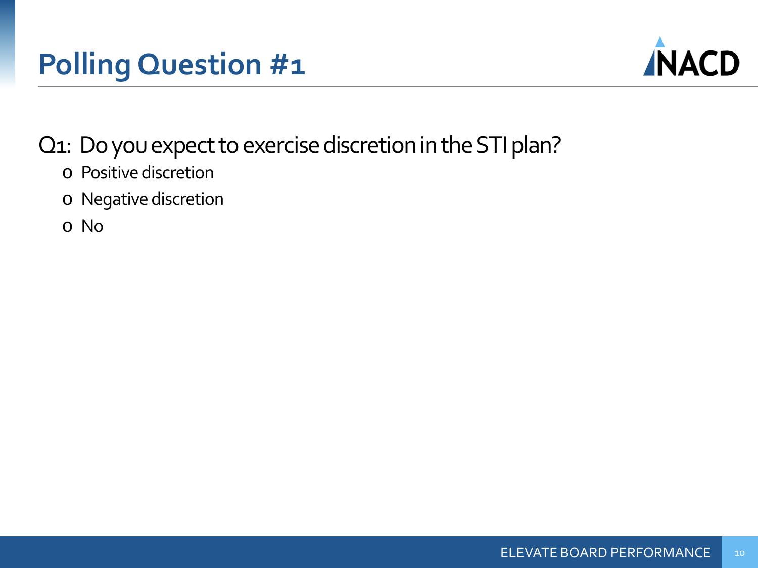# Polling Question #1

Q1: Do you expect to exercise discretion in the STI plan?

- Positive discretion
- Negative discretion
- No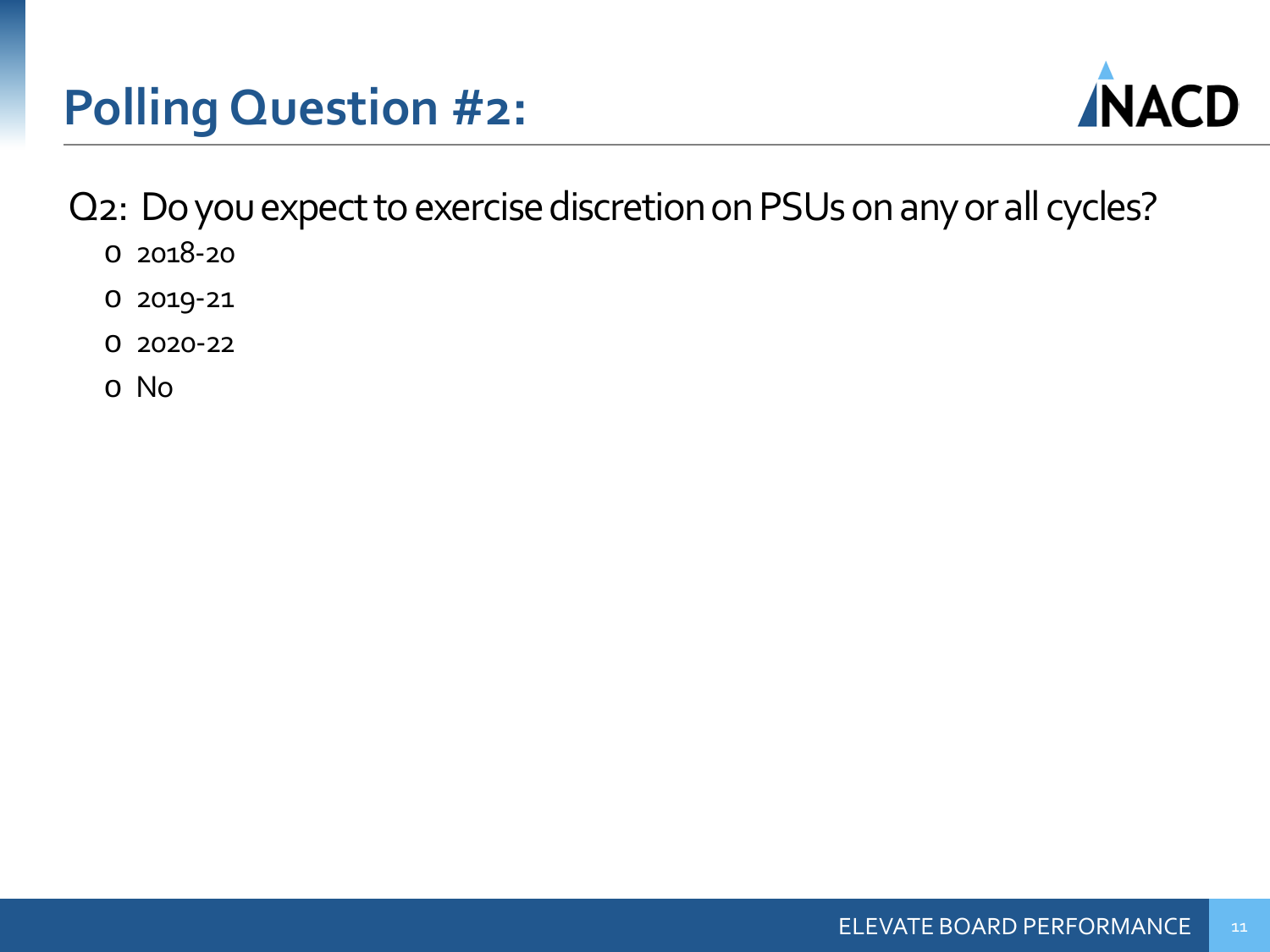# Polling Question #2:

Q2: Do you expect to exercise discretion on PSUs on any or all cycles?

- 2018-20
- 2019-21
- 2020-22
- No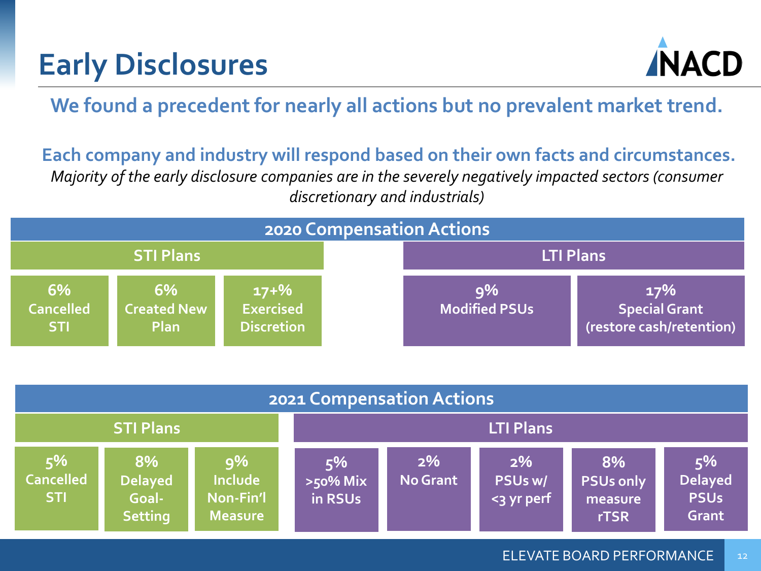# Early Disclosures

**We found a precedent for nearly all actions but no prevalent market trend.**

**Each company and industry will respond based on their own facts and circumstances.**

*Majority of the early disclosure companies are in the severely negatively impacted sectors (consumer discretionary and industrials)*

## 2020 Compensation Actions

| STI Plans | | | LTI Plans | |
|---|---|---|---|---|
| 6% Cancelled STI | 6% Created New Plan | 17+% Exercised Discretion | 9% Modified PSUs | 17% Special Grant (restore cash/retention) |

## 2021 Compensation Actions

| STI Plans | | | LTI Plans | | | | |
|---|---|---|---|---|---|---|---|
| 5% Cancelled STI | 8% Delayed Goal-Setting | 9% Include Non-Fin'l Measure | 5% >50% Mix in RSUs | 2% No Grant | 2% PSUs w/ <3 yr perf | 8% PSUs only measure rTSR | 5% Delayed PSUs Grant |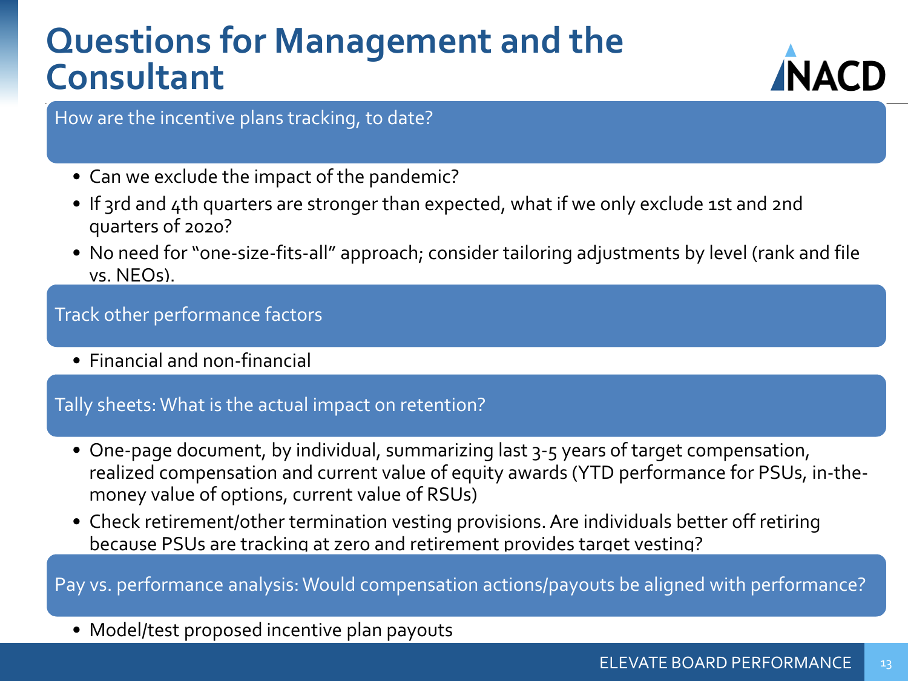# Questions for Management and the Consultant

### How are the incentive plans tracking, to date?

- Can we exclude the impact of the pandemic?
- If 3rd and 4th quarters are stronger than expected, what if we only exclude 1st and 2nd quarters of 2020?
- No need for "one-size-fits-all" approach; consider tailoring adjustments by level (rank and file vs. NEOs).

### Track other performance factors

- Financial and non-financial

### Tally sheets: What is the actual impact on retention?

- One-page document, by individual, summarizing last 3-5 years of target compensation, realized compensation and current value of equity awards (YTD performance for PSUs, in-the-money value of options, current value of RSUs)
- Check retirement/other termination vesting provisions. Are individuals better off retiring because PSUs are tracking at zero and retirement provides target vesting?

### Pay vs. performance analysis: Would compensation actions/payouts be aligned with performance?

- Model/test proposed incentive plan payouts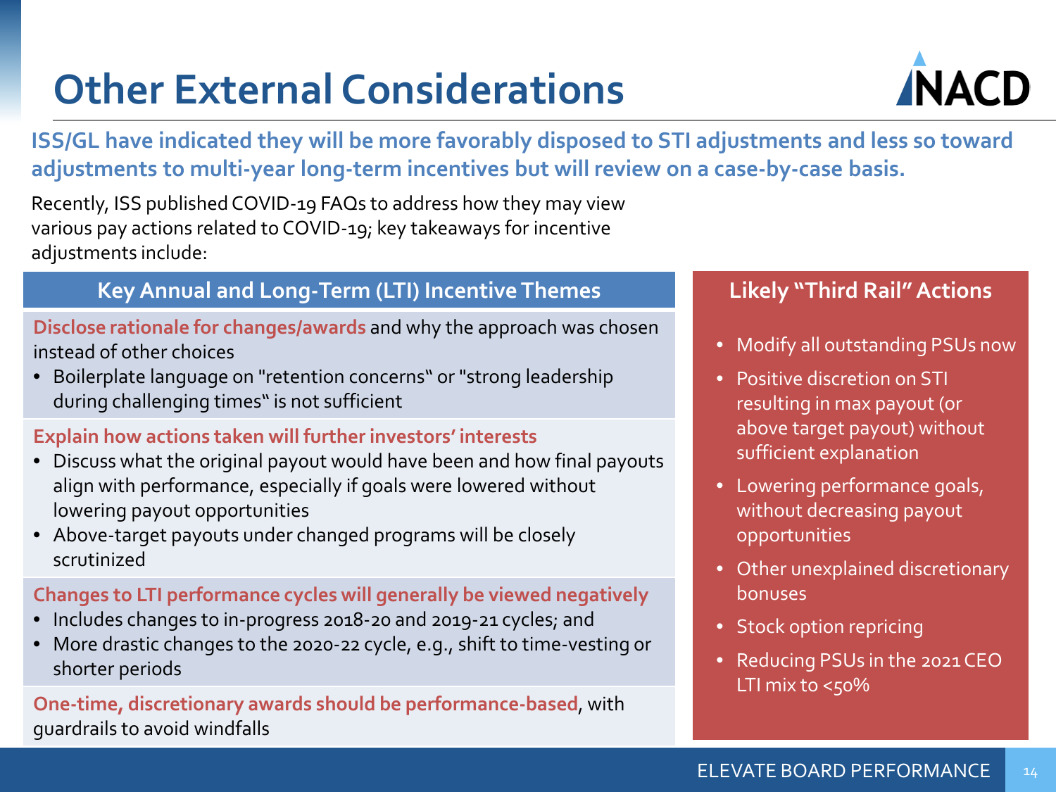# Other External Considerations

**ISS/GL have indicated they will be more favorably disposed to STI adjustments and less so toward adjustments to multi-year long-term incentives but will review on a case-by-case basis.**

Recently, ISS published COVID-19 FAQs to address how they may view various pay actions related to COVID-19; key takeaways for incentive adjustments include:

## Key Annual and Long-Term (LTI) Incentive Themes

**Disclose rationale for changes/awards** and why the approach was chosen instead of other choices

- Boilerplate language on "retention concerns" or "strong leadership during challenging times" is not sufficient

**Explain how actions taken will further investors' interests**

- Discuss what the original payout would have been and how final payouts align with performance, especially if goals were lowered without lowering payout opportunities
- Above-target payouts under changed programs will be closely scrutinized

**Changes to LTI performance cycles will generally be viewed negatively**

- Includes changes to in-progress 2018-20 and 2019-21 cycles; and
- More drastic changes to the 2020-22 cycle, e.g., shift to time-vesting or shorter periods

**One-time, discretionary awards should be performance-based**, with guardrails to avoid windfalls

## Likely "Third Rail" Actions

- Modify all outstanding PSUs now
- Positive discretion on STI resulting in max payout (or above target payout) without sufficient explanation
- Lowering performance goals, without decreasing payout opportunities
- Other unexplained discretionary bonuses
- Stock option repricing
- Reducing PSUs in the 2021 CEO LTI mix to <50%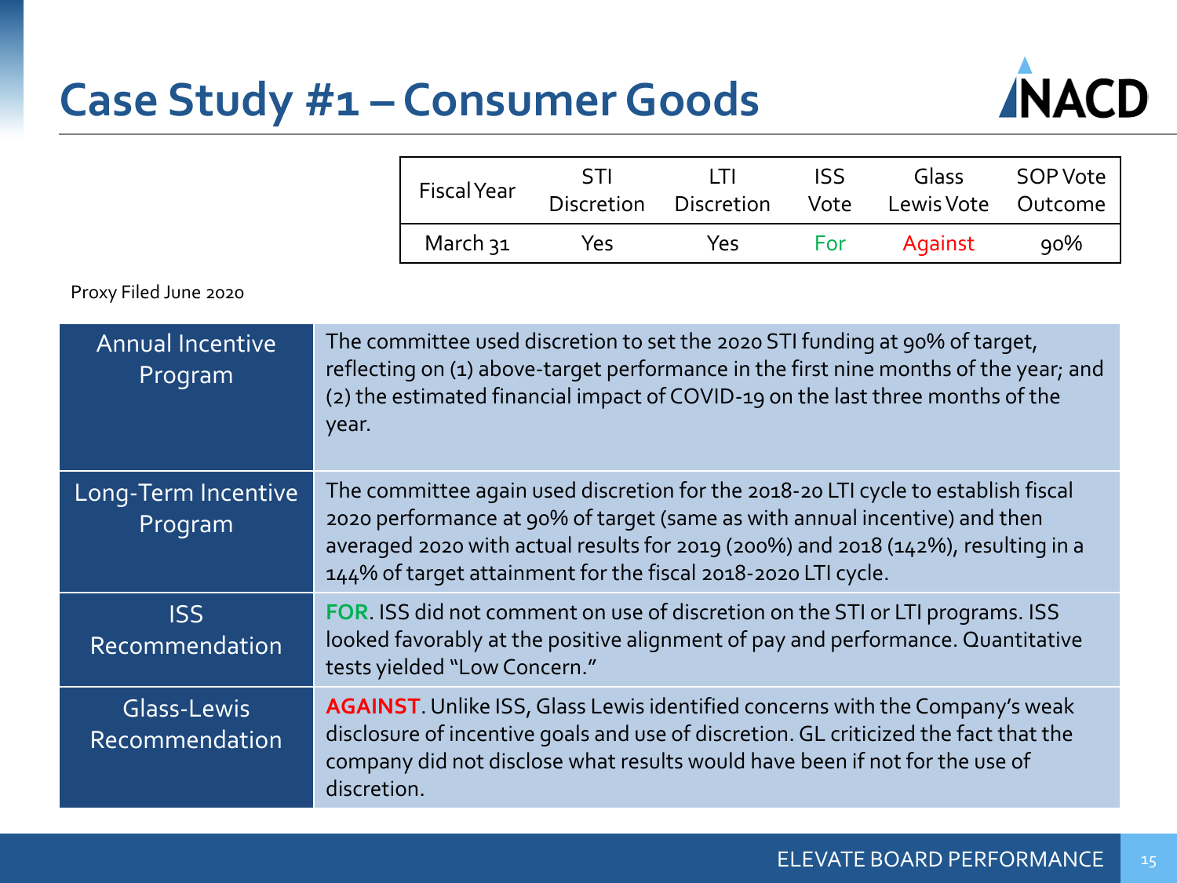# Case Study #1 – Consumer Goods

| Fiscal Year | STI Discretion | LTI Discretion | ISS Vote | Glass Lewis Vote | SOP Vote Outcome |
|---|---|---|---|---|---|
| March 31 | Yes | Yes | For | Against | 90% |

Proxy Filed June 2020

| | |
|---|---|
| Annual Incentive Program | The committee used discretion to set the 2020 STI funding at 90% of target, reflecting on (1) above-target performance in the first nine months of the year; and (2) the estimated financial impact of COVID-19 on the last three months of the year. |
| Long-Term Incentive Program | The committee again used discretion for the 2018-20 LTI cycle to establish fiscal 2020 performance at 90% of target (same as with annual incentive) and then averaged 2020 with actual results for 2019 (200%) and 2018 (142%), resulting in a 144% of target attainment for the fiscal 2018-2020 LTI cycle. |
| ISS Recommendation | **FOR**. ISS did not comment on use of discretion on the STI or LTI programs. ISS looked favorably at the positive alignment of pay and performance. Quantitative tests yielded "Low Concern." |
| Glass-Lewis Recommendation | **AGAINST**. Unlike ISS, Glass Lewis identified concerns with the Company's weak disclosure of incentive goals and use of discretion. GL criticized the fact that the company did not disclose what results would have been if not for the use of discretion. |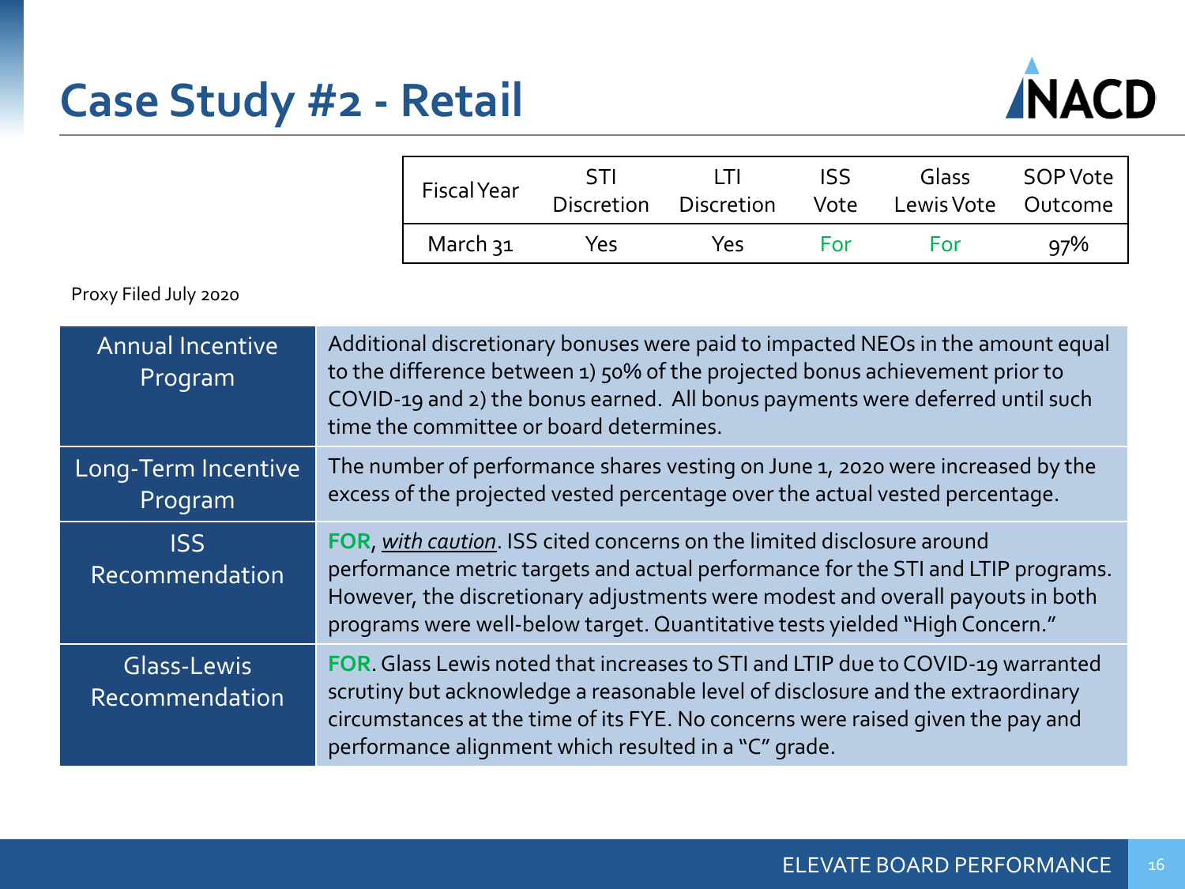# Case Study #2 - Retail

| Fiscal Year | STI Discretion | LTI Discretion | ISS Vote | Glass Lewis Vote | SOP Vote Outcome |
|---|---|---|---|---|---|
| March 31 | Yes | Yes | For | For | 97% |

Proxy Filed July 2020

| | |
|---|---|
| Annual Incentive Program | Additional discretionary bonuses were paid to impacted NEOs in the amount equal to the difference between 1) 50% of the projected bonus achievement prior to COVID-19 and 2) the bonus earned. All bonus payments were deferred until such time the committee or board determines. |
| Long-Term Incentive Program | The number of performance shares vesting on June 1, 2020 were increased by the excess of the projected vested percentage over the actual vested percentage. |
| ISS Recommendation | **FOR**, *with caution*. ISS cited concerns on the limited disclosure around performance metric targets and actual performance for the STI and LTIP programs. However, the discretionary adjustments were modest and overall payouts in both programs were well-below target. Quantitative tests yielded "High Concern." |
| Glass-Lewis Recommendation | **FOR**. Glass Lewis noted that increases to STI and LTIP due to COVID-19 warranted scrutiny but acknowledge a reasonable level of disclosure and the extraordinary circumstances at the time of its FYE. No concerns were raised given the pay and performance alignment which resulted in a "C" grade. |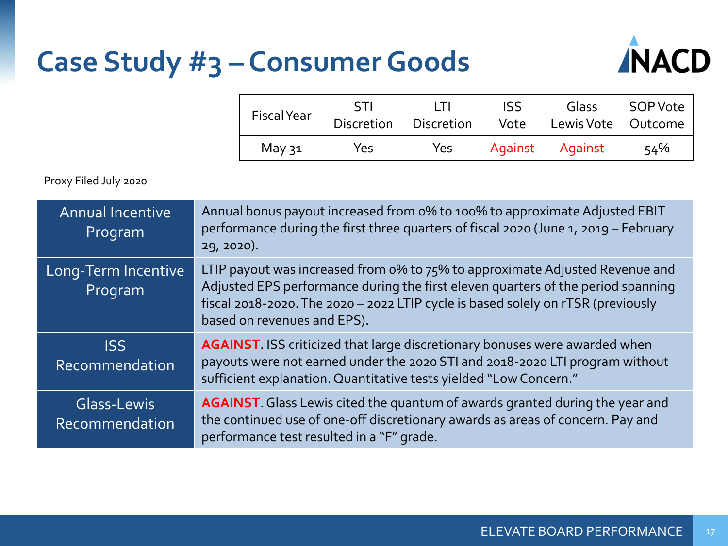# Case Study #3 – Consumer Goods

| Fiscal Year | STI Discretion | LTI Discretion | ISS Vote | Glass Lewis Vote | SOP Vote Outcome |
|---|---|---|---|---|---|
| May 31 | Yes | Yes | Against | Against | 54% |

Proxy Filed July 2020

| | |
|---|---|
| Annual Incentive Program | Annual bonus payout increased from 0% to 100% to approximate Adjusted EBIT performance during the first three quarters of fiscal 2020 (June 1, 2019 – February 29, 2020). |
| Long-Term Incentive Program | LTIP payout was increased from 0% to 75% to approximate Adjusted Revenue and Adjusted EPS performance during the first eleven quarters of the period spanning fiscal 2018-2020. The 2020 – 2022 LTIP cycle is based solely on rTSR (previously based on revenues and EPS). |
| ISS Recommendation | **AGAINST**. ISS criticized that large discretionary bonuses were awarded when payouts were not earned under the 2020 STI and 2018-2020 LTI program without sufficient explanation. Quantitative tests yielded "Low Concern." |
| Glass-Lewis Recommendation | **AGAINST**. Glass Lewis cited the quantum of awards granted during the year and the continued use of one-off discretionary awards as areas of concern. Pay and performance test resulted in a "F" grade. |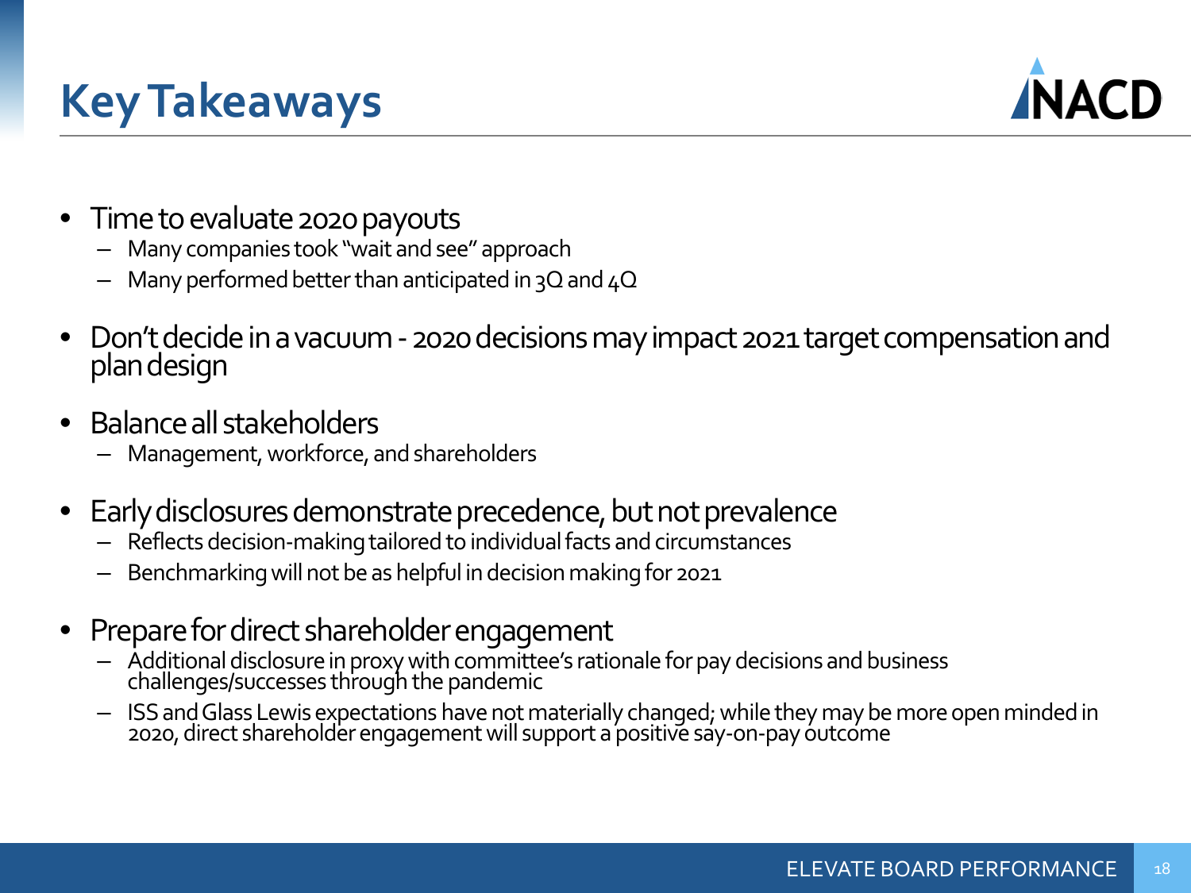# Key Takeaways

- Time to evaluate 2020 payouts
  - Many companies took "wait and see" approach
  - Many performed better than anticipated in 3Q and 4Q
- Don't decide in a vacuum - 2020 decisions may impact 2021 target compensation and plan design
- Balance all stakeholders
  - Management, workforce, and shareholders
- Early disclosures demonstrate precedence, but not prevalence
  - Reflects decision-making tailored to individual facts and circumstances
  - Benchmarking will not be as helpful in decision making for 2021
- Prepare for direct shareholder engagement
  - Additional disclosure in proxy with committee's rationale for pay decisions and business challenges/successes through the pandemic
  - ISS and Glass Lewis expectations have not materially changed; while they may be more open minded in 2020, direct shareholder engagement will support a positive say-on-pay outcome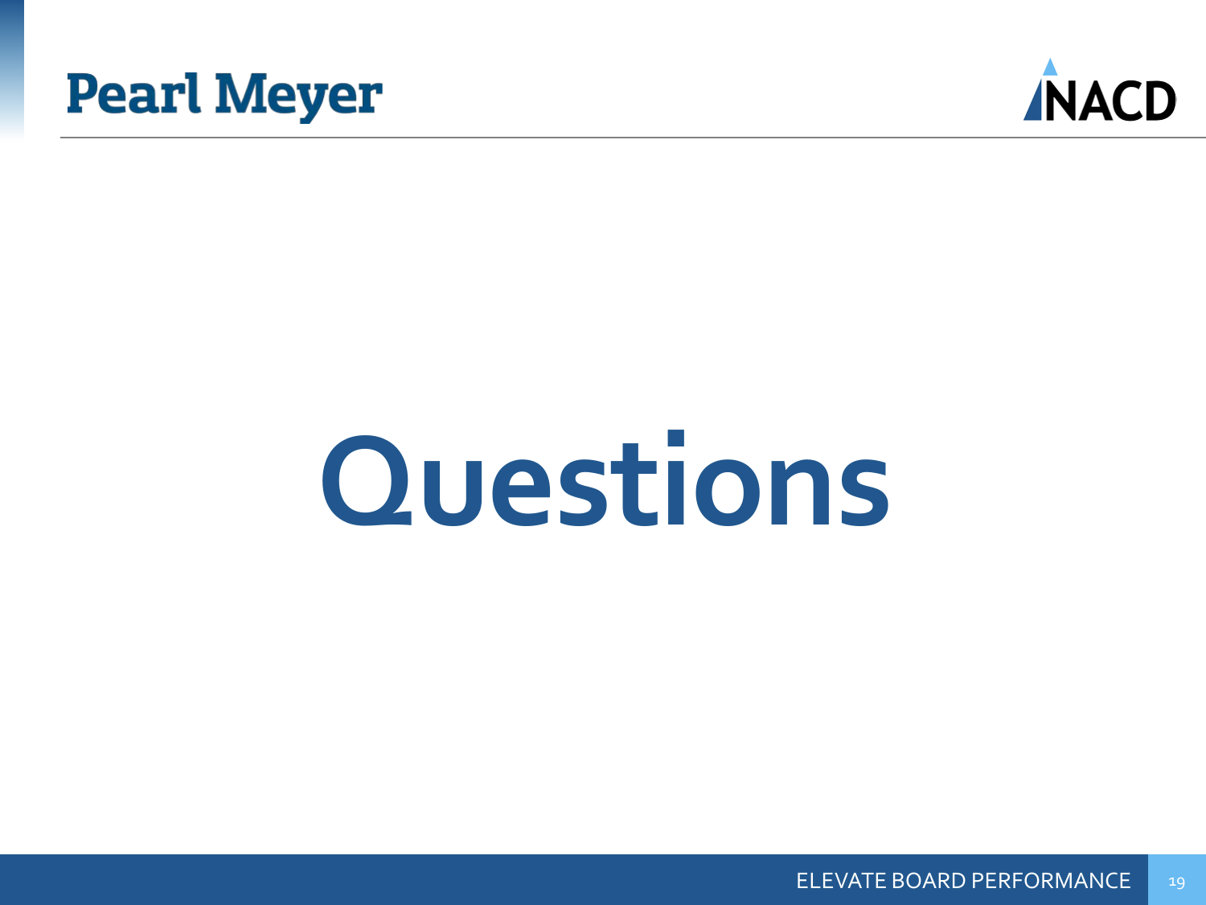# Questions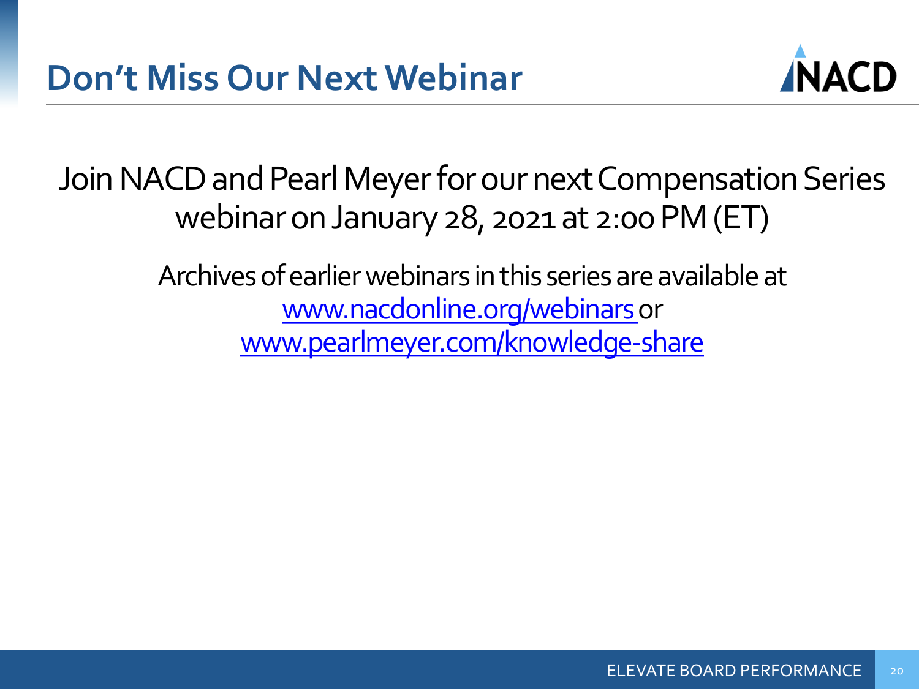# Don't Miss Our Next Webinar

Join NACD and Pearl Meyer for our next Compensation Series webinar on January 28, 2021 at 2:00 PM (ET)

Archives of earlier webinars in this series are available at [www.nacdonline.org/webinars](www.nacdonline.org/webinars) or [www.pearlmeyer.com/knowledge-share](www.pearlmeyer.com/knowledge-share)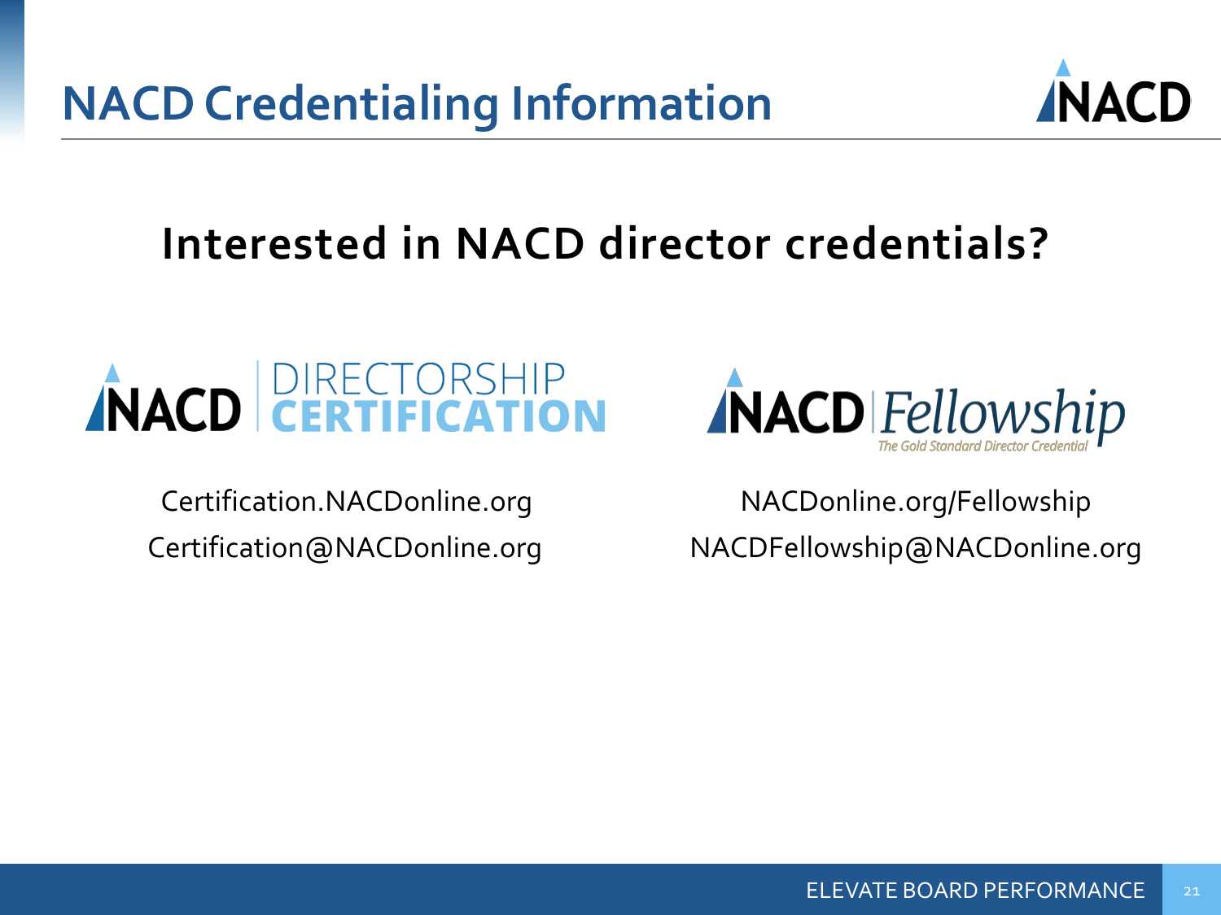# NACD Credentialing Information

## Interested in NACD director credentials?

**NACD DIRECTORSHIP CERTIFICATION**

Certification.NACDonline.org

Certification@NACDonline.org

**NACD Fellowship**

*The Gold Standard Director Credential*

NACDonline.org/Fellowship

NACDFellowship@NACDonline.org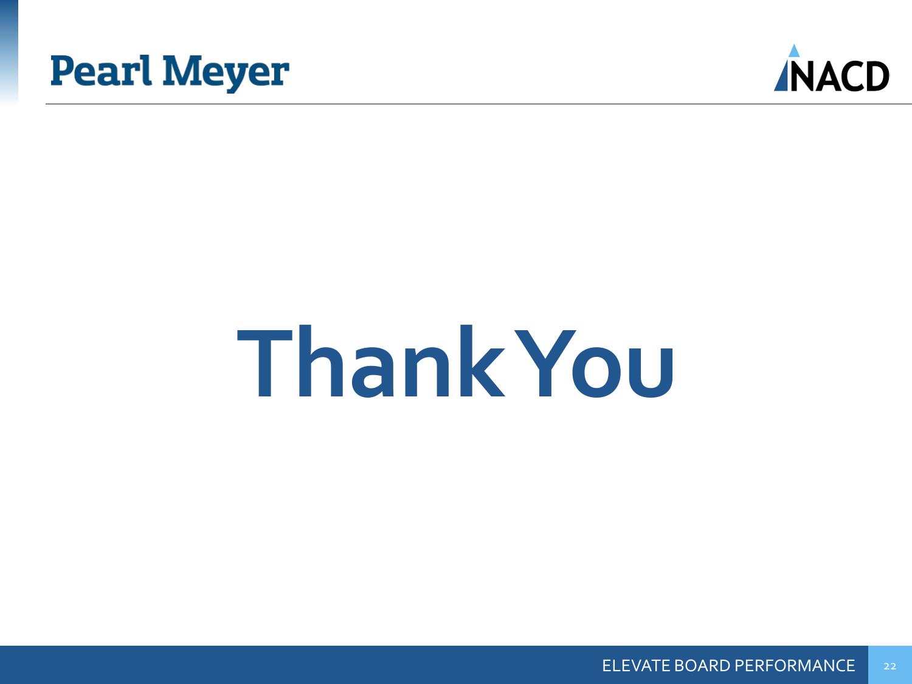# Thank You